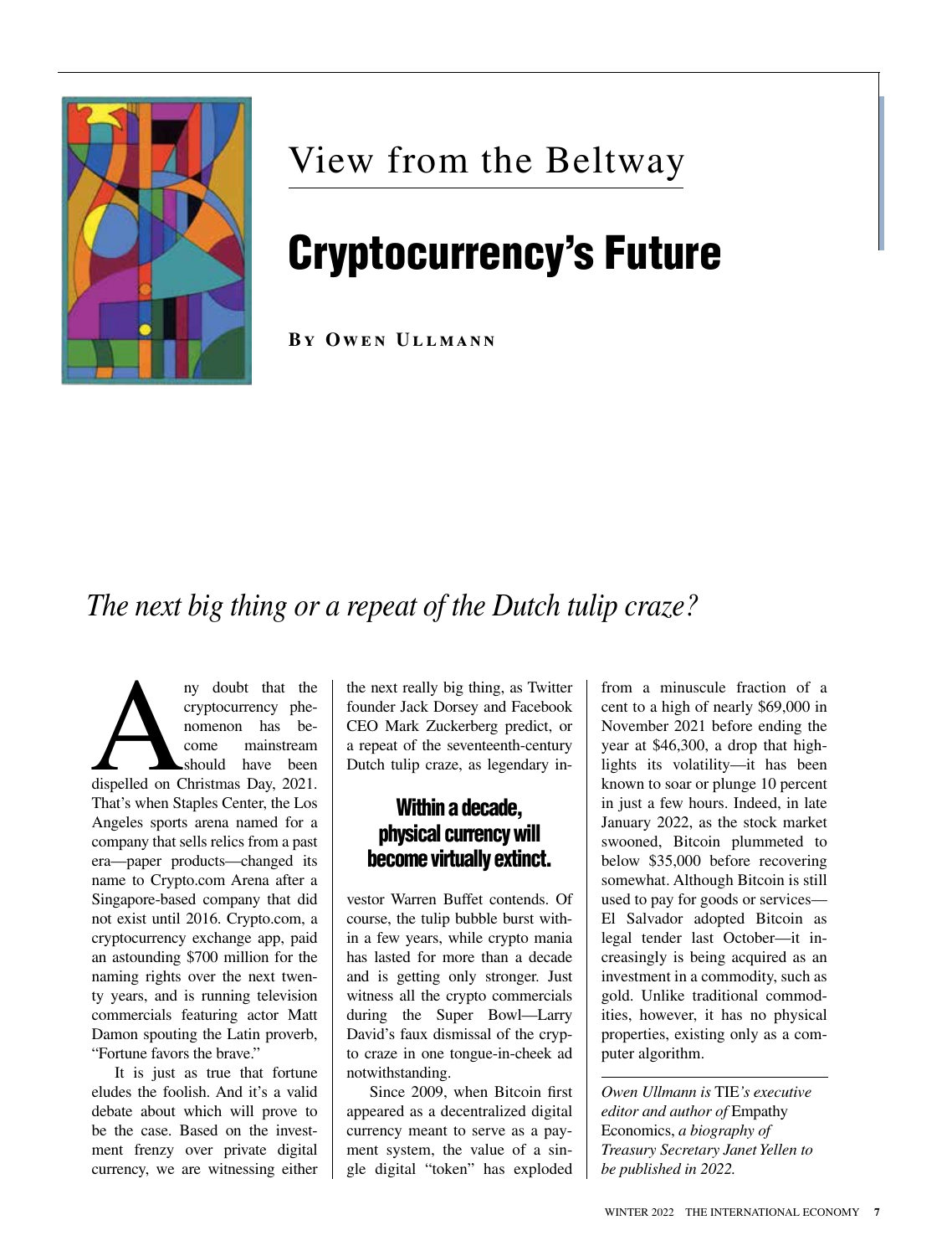View from the Beltway

# Cryptocurrency's Future

**By Owen Ullmann**

*The next big thing or a repeat of the Dutch tulip craze?*

Any doubt that the cryptocurrency phenomenon has become mainstream should have been dispelled on Christmas Day, 2021. That's when Staples Center, the Los Angeles sports arena named for a company that sells relics from a past era—paper products—changed its name to Crypto.com Arena after a Singapore-based company that did not exist until 2016. Crypto.com, a cryptocurrency exchange app, paid an astounding $700 million for the naming rights over the next twenty years, and is running television commercials featuring actor Matt Damon spouting the Latin proverb, "Fortune favors the brave."

It is just as true that fortune eludes the foolish. And it's a valid debate about which will prove to be the case. Based on the investment frenzy over private digital currency, we are witnessing either the next really big thing, as Twitter founder Jack Dorsey and Facebook CEO Mark Zuckerberg predict, or a repeat of the seventeenth-century Dutch tulip craze, as legendary investor Warren Buffet contends. Of course, the tulip bubble burst within a few years, while crypto mania has lasted for more than a decade and is getting only stronger. Just witness all the crypto commercials during the Super Bowl—Larry David's faux dismissal of the crypto craze in one tongue-in-cheek ad notwithstanding.

**Within a decade, physical currency will become virtually extinct.**

Since 2009, when Bitcoin first appeared as a decentralized digital currency meant to serve as a payment system, the value of a single digital "token" has exploded from a minuscule fraction of a cent to a high of nearly $69,000 in November 2021 before ending the year at $46,300, a drop that highlights its volatility—it has been known to soar or plunge 10 percent in just a few hours. Indeed, in late January 2022, as the stock market swooned, Bitcoin plummeted to below $35,000 before recovering somewhat. Although Bitcoin is still used to pay for goods or services—El Salvador adopted Bitcoin as legal tender last October—it increasingly is being acquired as an investment in a commodity, such as gold. Unlike traditional commodities, however, it has no physical properties, existing only as a computer algorithm.

---

*Owen Ullmann is* TIE*'s executive editor and author of* Empathy Economics, *a biography of Treasury Secretary Janet Yellen to be published in 2022.*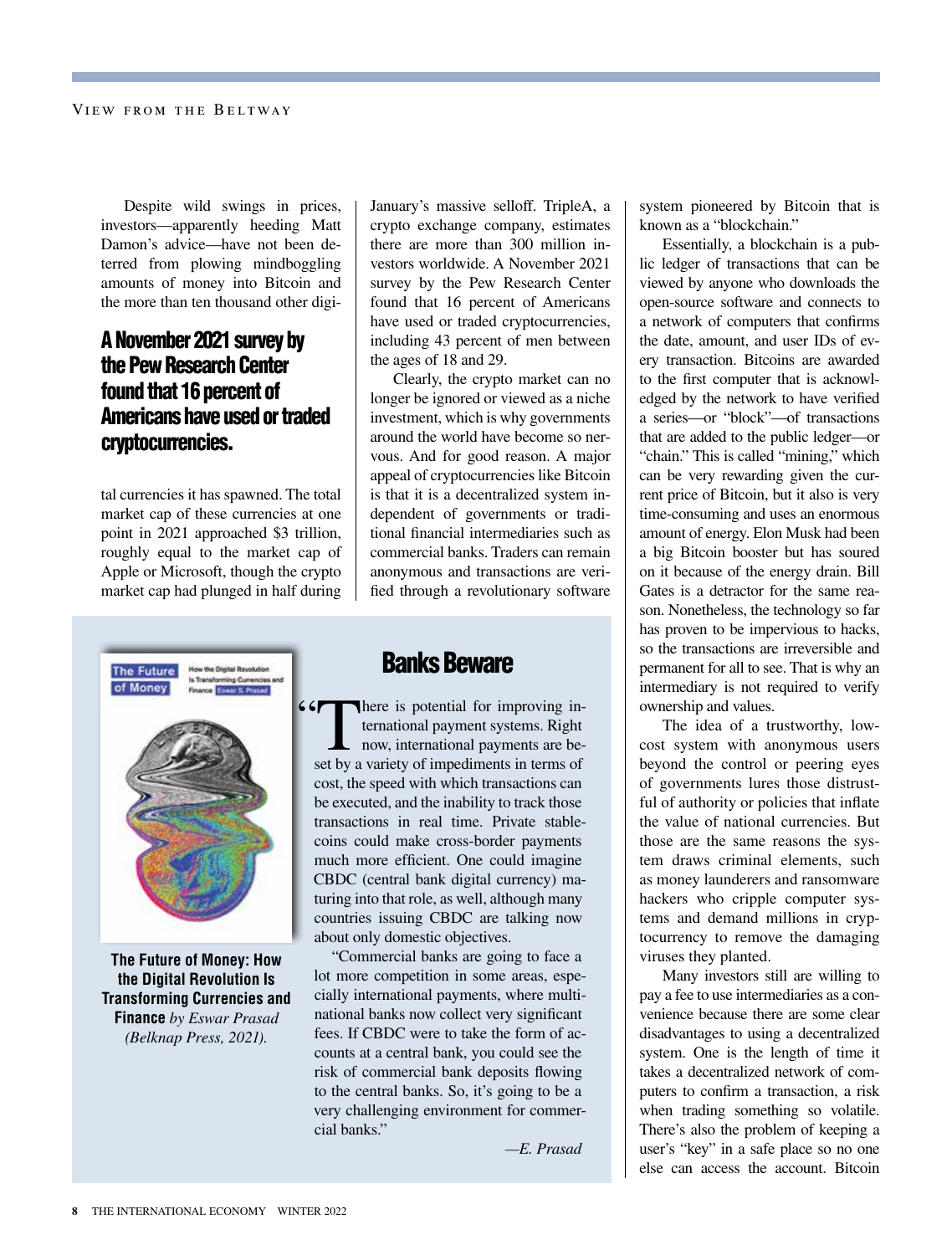Despite wild swings in prices, investors—apparently heeding Matt Damon's advice—have not been deterred from plowing mindboggling amounts of money into Bitcoin and the more than ten thousand other digital currencies it has spawned. The total market cap of these currencies at one point in 2021 approached $3 trillion, roughly equal to the market cap of Apple or Microsoft, though the crypto market cap had plunged in half during January's massive selloff. TripleA, a crypto exchange company, estimates there are more than 300 million investors worldwide. A November 2021 survey by the Pew Research Center found that 16 percent of Americans have used or traded cryptocurrencies, including 43 percent of men between the ages of 18 and 29.

**A November 2021 survey by the Pew Research Center found that 16 percent of Americans have used or traded cryptocurrencies.**

Clearly, the crypto market can no longer be ignored or viewed as a niche investment, which is why governments around the world have become so nervous. And for good reason. A major appeal of cryptocurrencies like Bitcoin is that it is a decentralized system independent of governments or traditional financial intermediaries such as commercial banks. Traders can remain anonymous and transactions are verified through a revolutionary software system pioneered by Bitcoin that is known as a "blockchain."

Essentially, a blockchain is a public ledger of transactions that can be viewed by anyone who downloads the open-source software and connects to a network of computers that confirms the date, amount, and user IDs of every transaction. Bitcoins are awarded to the first computer that is acknowledged by the network to have verified a series—or "block"—of transactions that are added to the public ledger—or "chain." This is called "mining," which can be very rewarding given the current price of Bitcoin, but it also is very time-consuming and uses an enormous amount of energy. Elon Musk had been a big Bitcoin booster but has soured on it because of the energy drain. Bill Gates is a detractor for the same reason. Nonetheless, the technology so far has proven to be impervious to hacks, so the transactions are irreversible and permanent for all to see. That is why an intermediary is not required to verify ownership and values.

The idea of a trustworthy, low-cost system with anonymous users beyond the control or peering eyes of governments lures those distrustful of authority or policies that inflate the value of national currencies. But those are the same reasons the system draws criminal elements, such as money launderers and ransomware hackers who cripple computer systems and demand millions in cryptocurrency to remove the damaging viruses they planted.

Many investors still are willing to pay a fee to use intermediaries as a convenience because there are some clear disadvantages to using a decentralized system. One is the length of time it takes a decentralized network of computers to confirm a transaction, a risk when trading something so volatile. There's also the problem of keeping a user's "key" in a safe place so no one else can access the account. Bitcoin

## Banks Beware

"There is potential for improving international payment systems. Right now, international payments are beset by a variety of impediments in terms of cost, the speed with which transactions can be executed, and the inability to track those transactions in real time. Private stablecoins could make cross-border payments much more efficient. One could imagine CBDC (central bank digital currency) maturing into that role, as well, although many countries issuing CBDC are talking now about only domestic objectives.

"Commercial banks are going to face a lot more competition in some areas, especially international payments, where multinational banks now collect very significant fees. If CBDC were to take the form of accounts at a central bank, you could see the risk of commercial bank deposits flowing to the central banks. So, it's going to be a very challenging environment for commercial banks."

*—E. Prasad*

**The Future of Money: How the Digital Revolution Is Transforming Currencies and Finance** *by Eswar Prasad (Belknap Press, 2021).*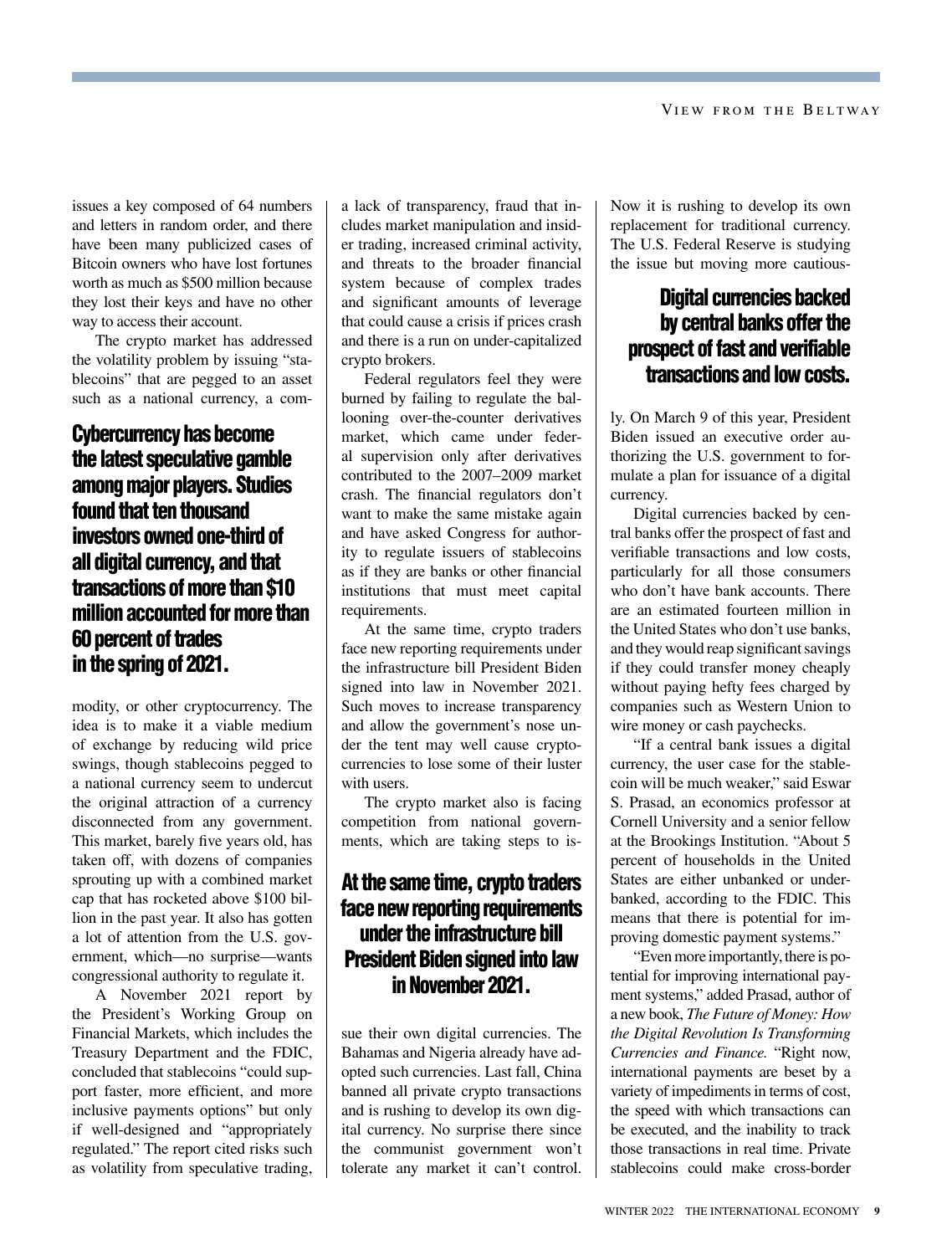issues a key composed of 64 numbers and letters in random order, and there have been many publicized cases of Bitcoin owners who have lost fortunes worth as much as $500 million because they lost their keys and have no other way to access their account.

The crypto market has addressed the volatility problem by issuing "stablecoins" that are pegged to an asset such as a national currency, a commodity, or other cryptocurrency. The idea is to make it a viable medium of exchange by reducing wild price swings, though stablecoins pegged to a national currency seem to undercut the original attraction of a currency disconnected from any government. This market, barely five years old, has taken off, with dozens of companies sprouting up with a combined market cap that has rocketed above $100 billion in the past year. It also has gotten a lot of attention from the U.S. government, which—no surprise—wants congressional authority to regulate it.

**Cybercurrency has become the latest speculative gamble among major players. Studies found that ten thousand investors owned one-third of all digital currency, and that transactions of more than $10 million accounted for more than 60 percent of trades in the spring of 2021.**

A November 2021 report by the President's Working Group on Financial Markets, which includes the Treasury Department and the FDIC, concluded that stablecoins "could support faster, more efficient, and more inclusive payments options" but only if well-designed and "appropriately regulated." The report cited risks such as volatility from speculative trading, a lack of transparency, fraud that includes market manipulation and insider trading, increased criminal activity, and threats to the broader financial system because of complex trades and significant amounts of leverage that could cause a crisis if prices crash and there is a run on under-capitalized crypto brokers.

Federal regulators feel they were burned by failing to regulate the ballooning over-the-counter derivatives market, which came under federal supervision only after derivatives contributed to the 2007–2009 market crash. The financial regulators don't want to make the same mistake again and have asked Congress for authority to regulate issuers of stablecoins as if they are banks or other financial institutions that must meet capital requirements.

At the same time, crypto traders face new reporting requirements under the infrastructure bill President Biden signed into law in November 2021. Such moves to increase transparency and allow the government's nose under the tent may well cause cryptocurrencies to lose some of their luster with users.

The crypto market also is facing competition from national governments, which are taking steps to issue their own digital currencies. The Bahamas and Nigeria already have adopted such currencies. Last fall, China banned all private crypto transactions and is rushing to develop its own digital currency. No surprise there since the communist government won't tolerate any market it can't control. Now it is rushing to develop its own replacement for traditional currency. The U.S. Federal Reserve is studying the issue but moving more cautiously. On March 9 of this year, President Biden issued an executive order authorizing the U.S. government to formulate a plan for issuance of a digital currency.

**At the same time, crypto traders face new reporting requirements under the infrastructure bill President Biden signed into law in November 2021.**

**Digital currencies backed by central banks offer the prospect of fast and verifiable transactions and low costs.**

Digital currencies backed by central banks offer the prospect of fast and verifiable transactions and low costs, particularly for all those consumers who don't have bank accounts. There are an estimated fourteen million in the United States who don't use banks, and they would reap significant savings if they could transfer money cheaply without paying hefty fees charged by companies such as Western Union to wire money or cash paychecks.

"If a central bank issues a digital currency, the user case for the stablecoin will be much weaker," said Eswar S. Prasad, an economics professor at Cornell University and a senior fellow at the Brookings Institution. "About 5 percent of households in the United States are either unbanked or underbanked, according to the FDIC. This means that there is potential for improving domestic payment systems."

"Even more importantly, there is potential for improving international payment systems," added Prasad, author of a new book, *The Future of Money: How the Digital Revolution Is Transforming Currencies and Finance.* "Right now, international payments are beset by a variety of impediments in terms of cost, the speed with which transactions can be executed, and the inability to track those transactions in real time. Private stablecoins could make cross-border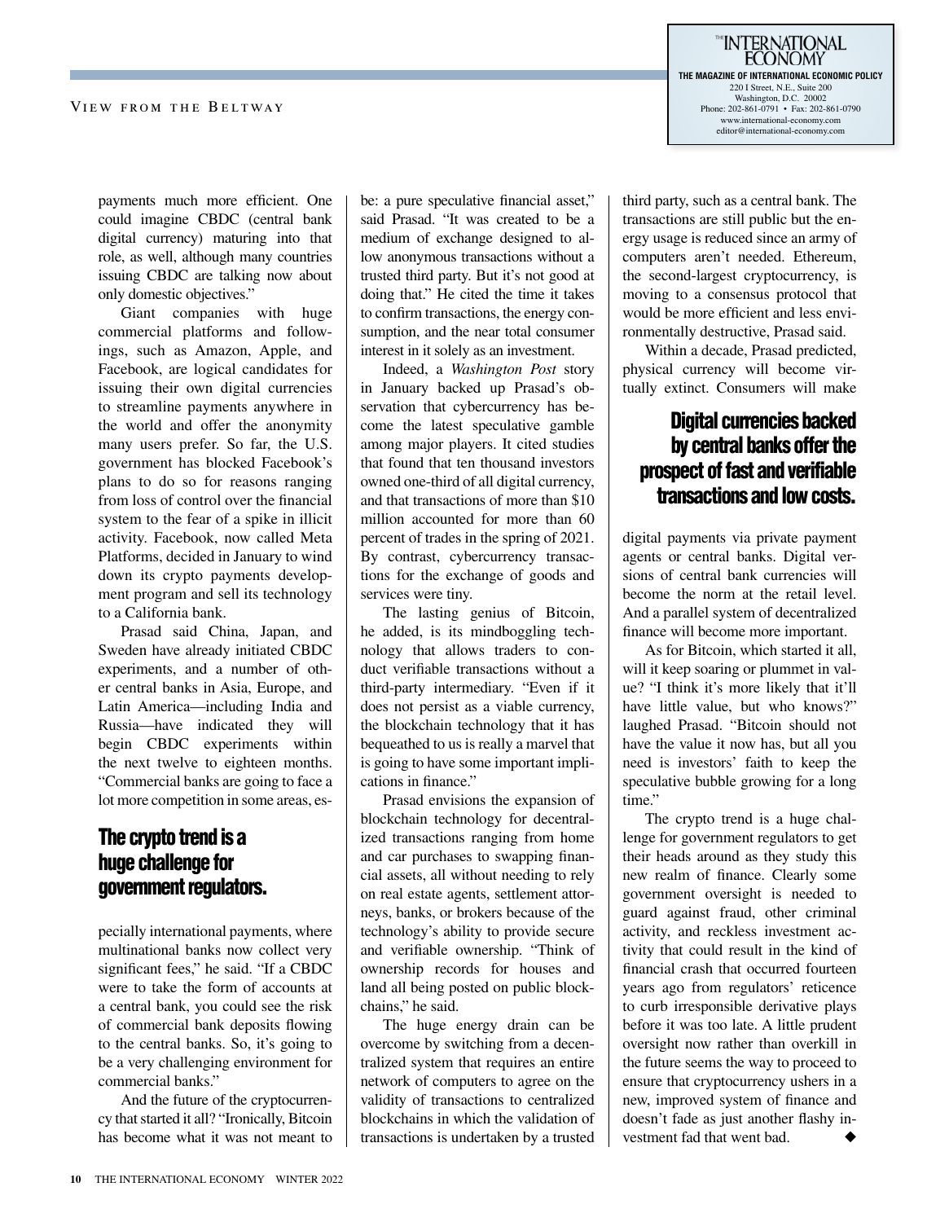payments much more efficient. One could imagine CBDC (central bank digital currency) maturing into that role, as well, although many countries issuing CBDC are talking now about only domestic objectives."

Giant companies with huge commercial platforms and followings, such as Amazon, Apple, and Facebook, are logical candidates for issuing their own digital currencies to streamline payments anywhere in the world and offer the anonymity many users prefer. So far, the U.S. government has blocked Facebook's plans to do so for reasons ranging from loss of control over the financial system to the fear of a spike in illicit activity. Facebook, now called Meta Platforms, decided in January to wind down its crypto payments development program and sell its technology to a California bank.

Prasad said China, Japan, and Sweden have already initiated CBDC experiments, and a number of other central banks in Asia, Europe, and Latin America—including India and Russia—have indicated they will begin CBDC experiments within the next twelve to eighteen months. "Commercial banks are going to face a lot more competition in some areas, especially international payments, where multinational banks now collect very significant fees," he said. "If a CBDC were to take the form of accounts at a central bank, you could see the risk of commercial bank deposits flowing to the central banks. So, it's going to be a very challenging environment for commercial banks."

**The crypto trend is a huge challenge for government regulators.**

And the future of the cryptocurrency that started it all? "Ironically, Bitcoin has become what it was not meant to be: a pure speculative financial asset," said Prasad. "It was created to be a medium of exchange designed to allow anonymous transactions without a trusted third party. But it's not good at doing that." He cited the time it takes to confirm transactions, the energy consumption, and the near total consumer interest in it solely as an investment.

Indeed, a *Washington Post* story in January backed up Prasad's observation that cybercurrency has become the latest speculative gamble among major players. It cited studies that found that ten thousand investors owned one-third of all digital currency, and that transactions of more than $10 million accounted for more than 60 percent of trades in the spring of 2021. By contrast, cybercurrency transactions for the exchange of goods and services were tiny.

The lasting genius of Bitcoin, he added, is its mindboggling technology that allows traders to conduct verifiable transactions without a third-party intermediary. "Even if it does not persist as a viable currency, the blockchain technology that it has bequeathed to us is really a marvel that is going to have some important implications in finance."

Prasad envisions the expansion of blockchain technology for decentralized transactions ranging from home and car purchases to swapping financial assets, all without needing to rely on real estate agents, settlement attorneys, banks, or brokers because of the technology's ability to provide secure and verifiable ownership. "Think of ownership records for houses and land all being posted on public blockchains," he said.

The huge energy drain can be overcome by switching from a decentralized system that requires an entire network of computers to agree on the validity of transactions to centralized blockchains in which the validation of transactions is undertaken by a trusted third party, such as a central bank. The transactions are still public but the energy usage is reduced since an army of computers aren't needed. Ethereum, the second-largest cryptocurrency, is moving to a consensus protocol that would be more efficient and less environmentally destructive, Prasad said.

Within a decade, Prasad predicted, physical currency will become virtually extinct. Consumers will make digital payments via private payment agents or central banks. Digital versions of central bank currencies will become the norm at the retail level. And a parallel system of decentralized finance will become more important.

**Digital currencies backed by central banks offer the prospect of fast and verifiable transactions and low costs.**

As for Bitcoin, which started it all, will it keep soaring or plummet in value? "I think it's more likely that it'll have little value, but who knows?" laughed Prasad. "Bitcoin should not have the value it now has, but all you need is investors' faith to keep the speculative bubble growing for a long time."

The crypto trend is a huge challenge for government regulators to get their heads around as they study this new realm of finance. Clearly some government oversight is needed to guard against fraud, other criminal activity, and reckless investment activity that could result in the kind of financial crash that occurred fourteen years ago from regulators' reticence to curb irresponsible derivative plays before it was too late. A little prudent oversight now rather than overkill in the future seems the way to proceed to ensure that cryptocurrency ushers in a new, improved system of finance and doesn't fade as just another flashy investment fad that went bad. ◆